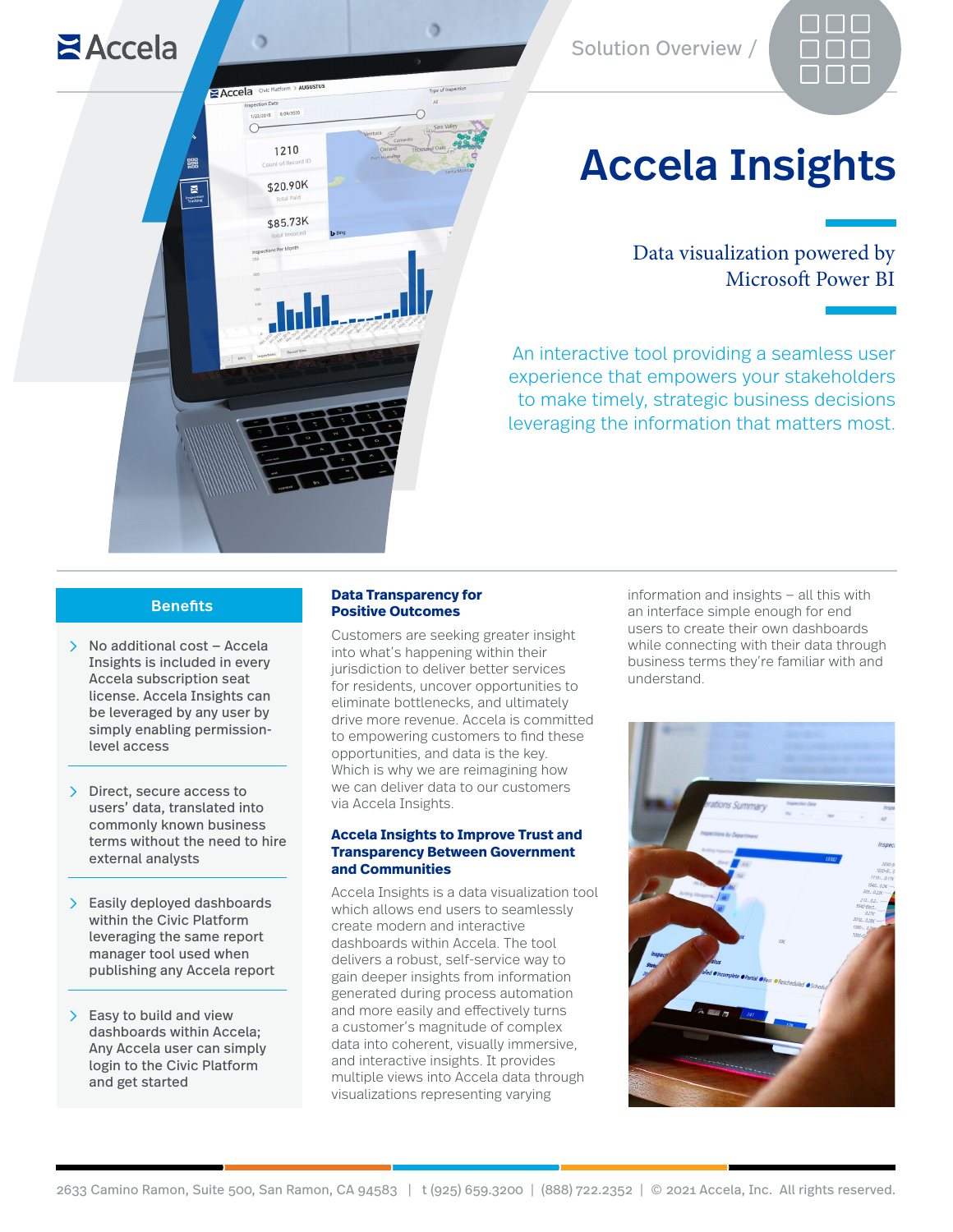Solution Overview /

# Accela Insights

Data visualization powered by Microsoft Power BI

An interactive tool providing a seamless user experience that empowers your stakeholders to make timely, strategic business decisions leveraging the information that matters most.

## Benefits

- No additional cost – Accela Insights is included in every Accela subscription seat license. Accela Insights can be leveraged by any user by simply enabling permission-level access
- Direct, secure access to users' data, translated into commonly known business terms without the need to hire external analysts
- Easily deployed dashboards within the Civic Platform leveraging the same report manager tool used when publishing any Accela report
- Easy to build and view dashboards within Accela; Any Accela user can simply login to the Civic Platform and get started

## Data Transparency for Positive Outcomes

Customers are seeking greater insight into what's happening within their jurisdiction to deliver better services for residents, uncover opportunities to eliminate bottlenecks, and ultimately drive more revenue. Accela is committed to empowering customers to find these opportunities, and data is the key. Which is why we are reimagining how we can deliver data to our customers via Accela Insights.

## Accela Insights to Improve Trust and Transparency Between Government and Communities

Accela Insights is a data visualization tool which allows end users to seamlessly create modern and interactive dashboards within Accela. The tool delivers a robust, self-service way to gain deeper insights from information generated during process automation and more easily and effectively turns a customer's magnitude of complex data into coherent, visually immersive, and interactive insights. It provides multiple views into Accela data through visualizations representing varying information and insights – all this with an interface simple enough for end users to create their own dashboards while connecting with their data through business terms they're familiar with and understand.

2633 Camino Ramon, Suite 500, San Ramon, CA 94583 | t (925) 659.3200 | (888) 722.2352 | © 2021 Accela, Inc. All rights reserved.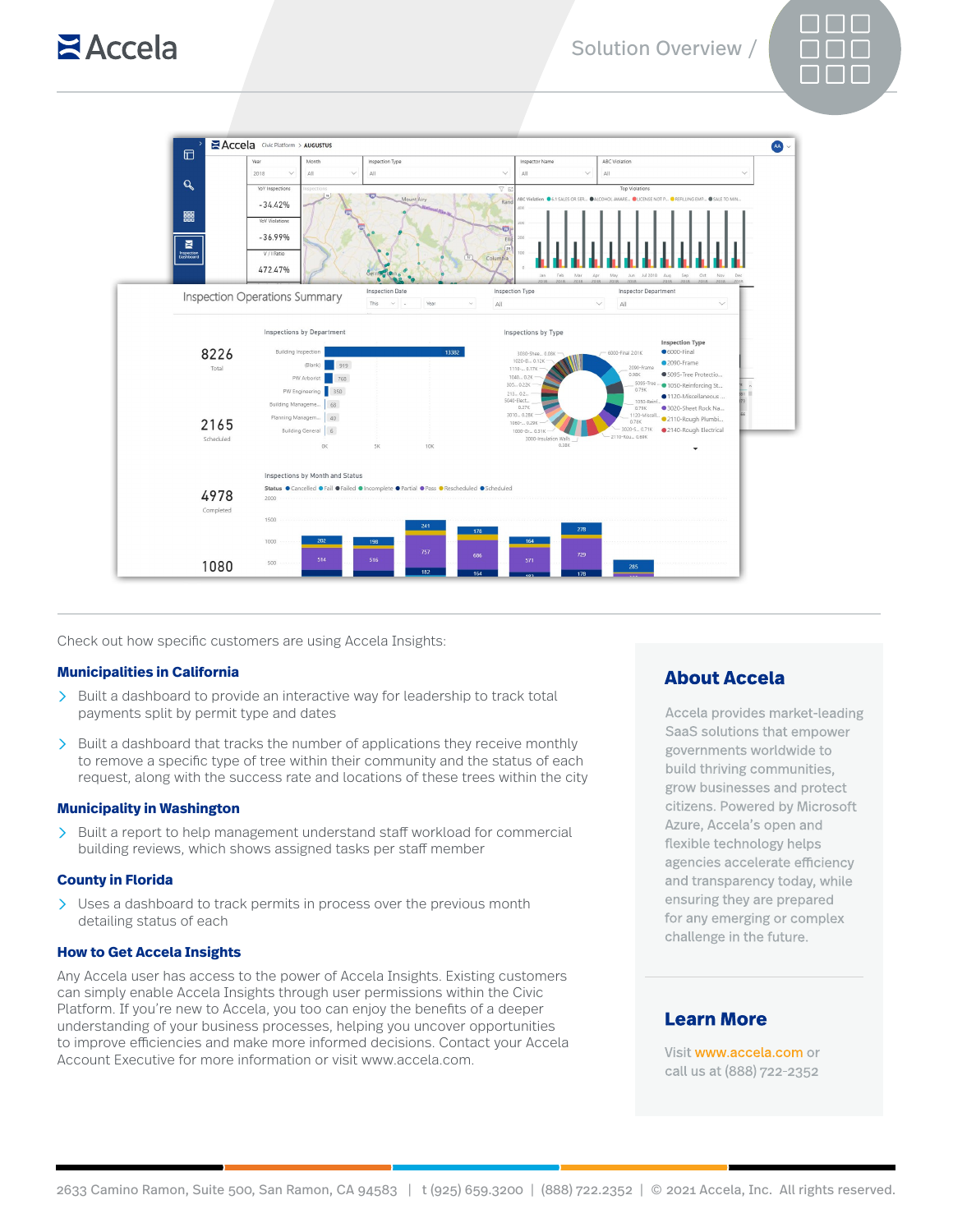Check out how specific customers are using Accela Insights:

### Municipalities in California

- Built a dashboard to provide an interactive way for leadership to track total payments split by permit type and dates
- Built a dashboard that tracks the number of applications they receive monthly to remove a specific type of tree within their community and the status of each request, along with the success rate and locations of these trees within the city

### Municipality in Washington

- Built a report to help management understand staff workload for commercial building reviews, which shows assigned tasks per staff member

### County in Florida

- Uses a dashboard to track permits in process over the previous month detailing status of each

### How to Get Accela Insights

Any Accela user has access to the power of Accela Insights. Existing customers can simply enable Accela Insights through user permissions within the Civic Platform. If you're new to Accela, you too can enjoy the benefits of a deeper understanding of your business processes, helping you uncover opportunities to improve efficiencies and make more informed decisions. Contact your Accela Account Executive for more information or visit www.accela.com.

## About Accela

Accela provides market-leading SaaS solutions that empower governments worldwide to build thriving communities, grow businesses and protect citizens. Powered by Microsoft Azure, Accela's open and flexible technology helps agencies accelerate efficiency and transparency today, while ensuring they are prepared for any emerging or complex challenge in the future.

## Learn More

Visit www.accela.com or call us at (888) 722-2352

2633 Camino Ramon, Suite 500, San Ramon, CA 94583 | t (925) 659.3200 | (888) 722.2352 | © 2021 Accela, Inc. All rights reserved.